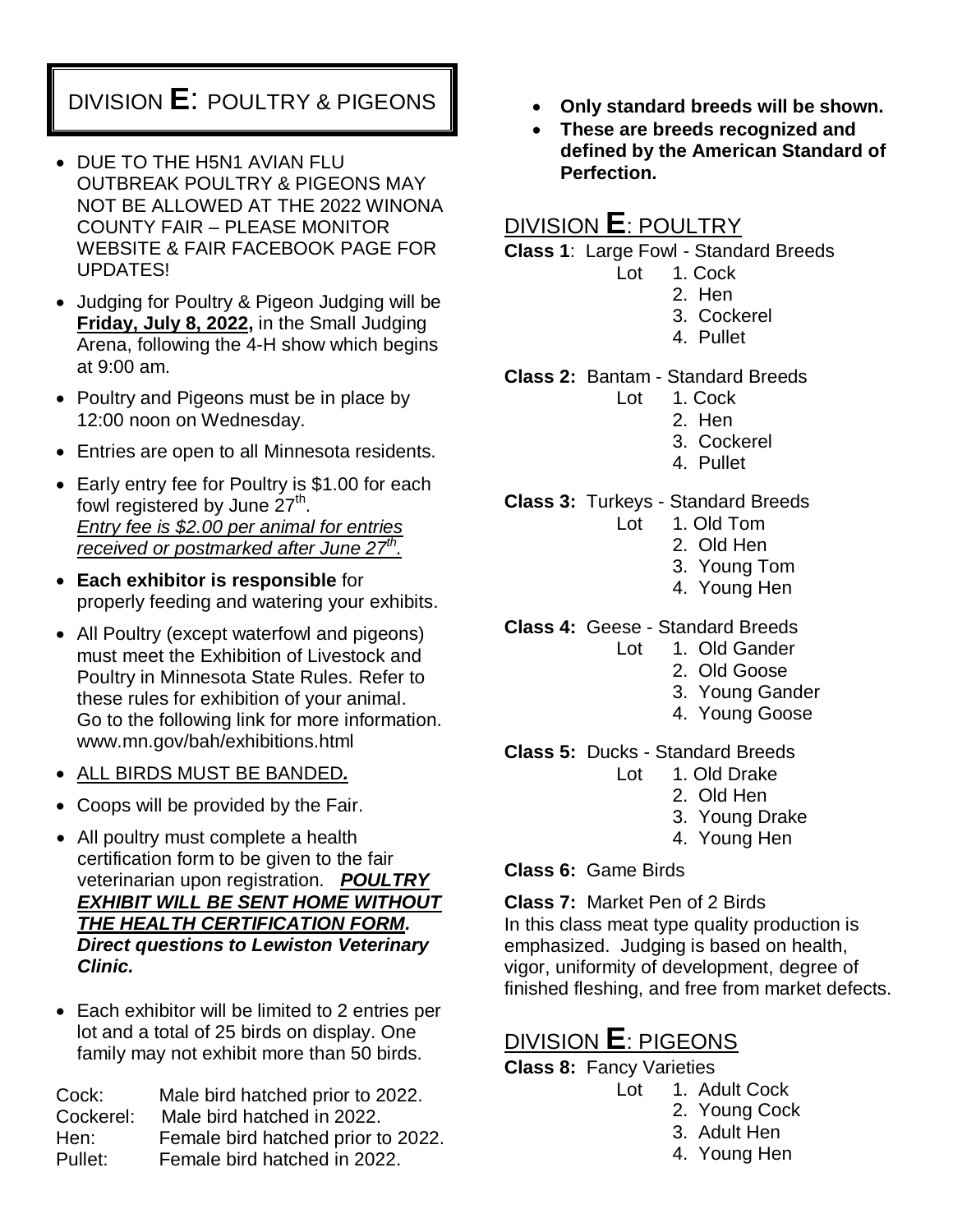# DIVISION **E**: POULTRY & PIGEONS

- DUE TO THE H5N1 AVIAN FLU OUTBREAK POULTRY & PIGEONS MAY NOT BE ALLOWED AT THE 2022 WINONA COUNTY FAIR – PLEASE MONITOR WEBSITE & FAIR FACEBOOK PAGE FOR UPDATES!
- Judging for Poultry & Pigeon Judging will be **Friday, July 8, 2022,** in the Small Judging Arena, following the 4-H show which begins at 9:00 am.
- Poultry and Pigeons must be in place by 12:00 noon on Wednesday.
- Entries are open to all Minnesota residents.
- Early entry fee for Poultry is $1.00 for each fowl registered by June 27th.
  *Entry fee is $2.00 per animal for entries received or postmarked after June 27th.*
- **Each exhibitor is responsible** for properly feeding and watering your exhibits.
- All Poultry (except waterfowl and pigeons) must meet the Exhibition of Livestock and Poultry in Minnesota State Rules. Refer to these rules for exhibition of your animal. Go to the following link for more information. www.mn.gov/bah/exhibitions.html
- ALL BIRDS MUST BE BANDED*.*
- Coops will be provided by the Fair.
- All poultry must complete a health certification form to be given to the fair veterinarian upon registration. ***POULTRY EXHIBIT WILL BE SENT HOME WITHOUT THE HEALTH CERTIFICATION FORM. Direct questions to Lewiston Veterinary Clinic.***
- Each exhibitor will be limited to 2 entries per lot and a total of 25 birds on display. One family may not exhibit more than 50 birds.

Cock: Male bird hatched prior to 2022.
Cockerel: Male bird hatched in 2022.
Hen: Female bird hatched prior to 2022.
Pullet: Female bird hatched in 2022.

- **Only standard breeds will be shown.**
- **These are breeds recognized and defined by the American Standard of Perfection.**

## DIVISION **E**: POULTRY

**Class 1**: Large Fowl - Standard Breeds

Lot
1. Cock
2. Hen
3. Cockerel
4. Pullet

**Class 2:** Bantam - Standard Breeds

Lot
1. Cock
2. Hen
3. Cockerel
4. Pullet

**Class 3:** Turkeys - Standard Breeds

Lot
1. Old Tom
2. Old Hen
3. Young Tom
4. Young Hen

**Class 4:** Geese - Standard Breeds

Lot
1. Old Gander
2. Old Goose
3. Young Gander
4. Young Goose

**Class 5:** Ducks - Standard Breeds

Lot
1. Old Drake
2. Old Hen
3. Young Drake
4. Young Hen

**Class 6:** Game Birds

**Class 7:** Market Pen of 2 Birds
In this class meat type quality production is emphasized. Judging is based on health, vigor, uniformity of development, degree of finished fleshing, and free from market defects.

## DIVISION **E**: PIGEONS

**Class 8:** Fancy Varieties

Lot
1. Adult Cock
2. Young Cock
3. Adult Hen
4. Young Hen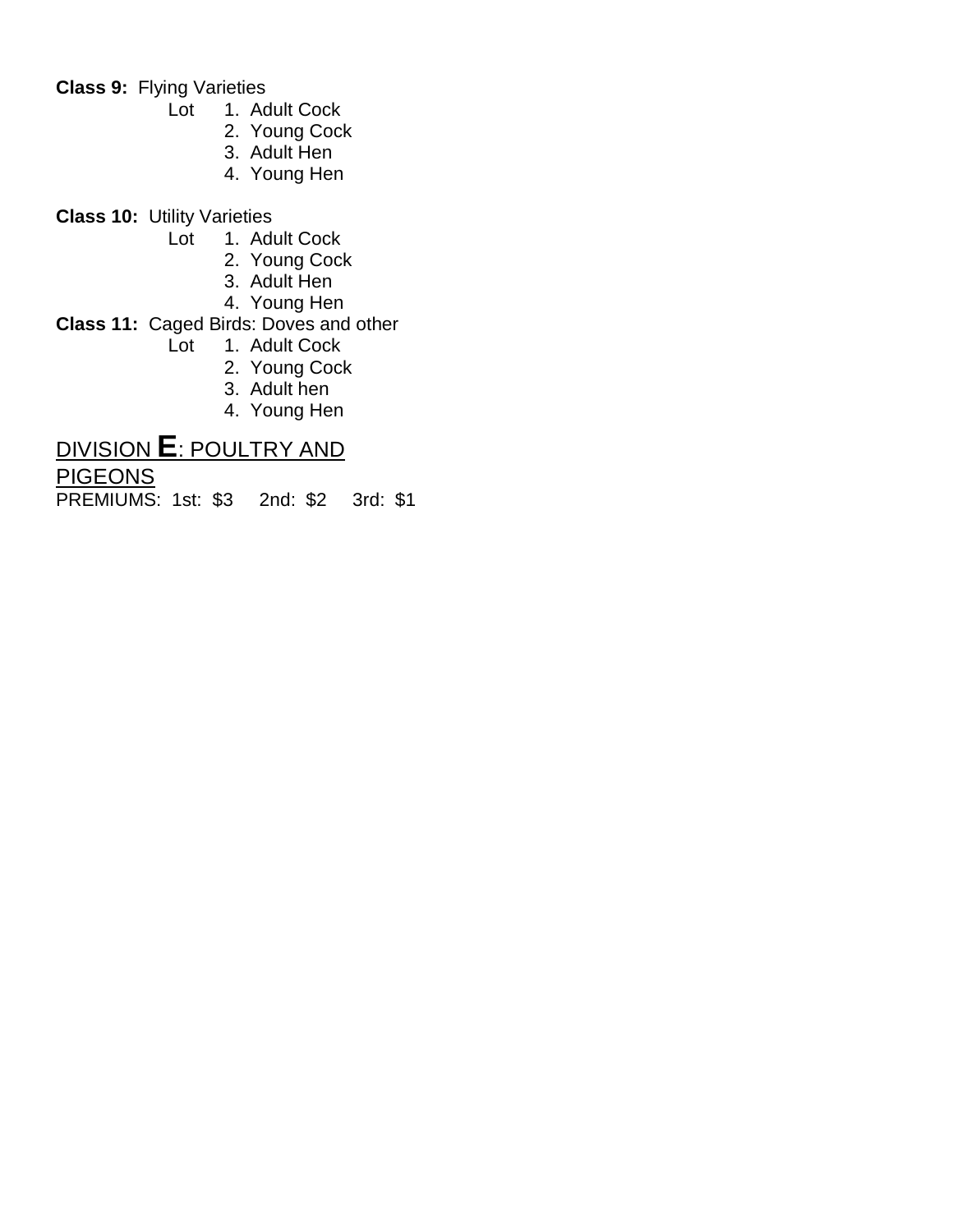**Class 9:** Flying Varieties

Lot 1. Adult Cock
2. Young Cock
3. Adult Hen
4. Young Hen

**Class 10:** Utility Varieties

Lot 1. Adult Cock
2. Young Cock
3. Adult Hen
4. Young Hen

**Class 11:** Caged Birds: Doves and other

Lot 1. Adult Cock
2. Young Cock
3. Adult hen
4. Young Hen

## DIVISION E: POULTRY AND PIGEONS

PREMIUMS: 1st: $3 2nd: $2 3rd: $1